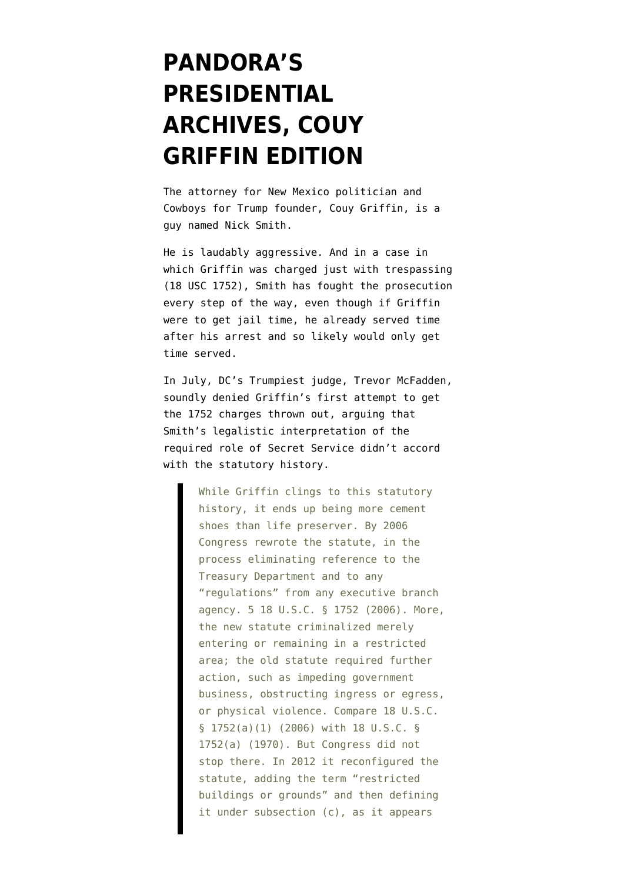# PANDORA'S PRESIDENTIAL ARCHIVES, COUY GRIFFIN EDITION

The attorney for New Mexico politician and Cowboys for Trump founder, Couy Griffin, is a guy named Nick Smith.

He is laudably aggressive. And in a case in which Griffin was charged just with trespassing (18 USC 1752), Smith has fought the prosecution every step of the way, even though if Griffin were to get jail time, he already served time after his arrest and so likely would only get time served.

In July, DC's Trumpiest judge, Trevor McFadden, soundly denied Griffin's first attempt to get the 1752 charges thrown out, arguing that Smith's legalistic interpretation of the required role of Secret Service didn't accord with the statutory history.

> While Griffin clings to this statutory history, it ends up being more cement shoes than life preserver. By 2006 Congress rewrote the statute, in the process eliminating reference to the Treasury Department and to any "regulations" from any executive branch agency. 5 18 U.S.C. § 1752 (2006). More, the new statute criminalized merely entering or remaining in a restricted area; the old statute required further action, such as impeding government business, obstructing ingress or egress, or physical violence. Compare 18 U.S.C. § 1752(a)(1) (2006) with 18 U.S.C. § 1752(a) (1970). But Congress did not stop there. In 2012 it reconfigured the statute, adding the term "restricted buildings or grounds" and then defining it under subsection (c), as it appears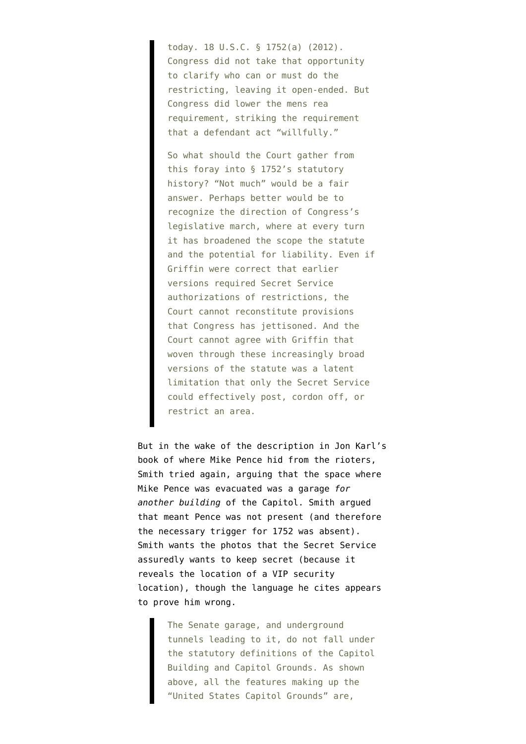> today. 18 U.S.C. § 1752(a) (2012). Congress did not take that opportunity to clarify who can or must do the restricting, leaving it open-ended. But Congress did lower the mens rea requirement, striking the requirement that a defendant act "willfully."
>
> So what should the Court gather from this foray into § 1752's statutory history? "Not much" would be a fair answer. Perhaps better would be to recognize the direction of Congress's legislative march, where at every turn it has broadened the scope the statute and the potential for liability. Even if Griffin were correct that earlier versions required Secret Service authorizations of restrictions, the Court cannot reconstitute provisions that Congress has jettisoned. And the Court cannot agree with Griffin that woven through these increasingly broad versions of the statute was a latent limitation that only the Secret Service could effectively post, cordon off, or restrict an area.

But in the wake of the description in Jon Karl's book of where Mike Pence hid from the rioters, Smith tried again, arguing that the space where Mike Pence was evacuated was a garage *for another building* of the Capitol. Smith argued that meant Pence was not present (and therefore the necessary trigger for 1752 was absent). Smith wants the photos that the Secret Service assuredly wants to keep secret (because it reveals the location of a VIP security location), though the language he cites appears to prove him wrong.

> The Senate garage, and underground tunnels leading to it, do not fall under the statutory definitions of the Capitol Building and Capitol Grounds. As shown above, all the features making up the "United States Capitol Grounds" are,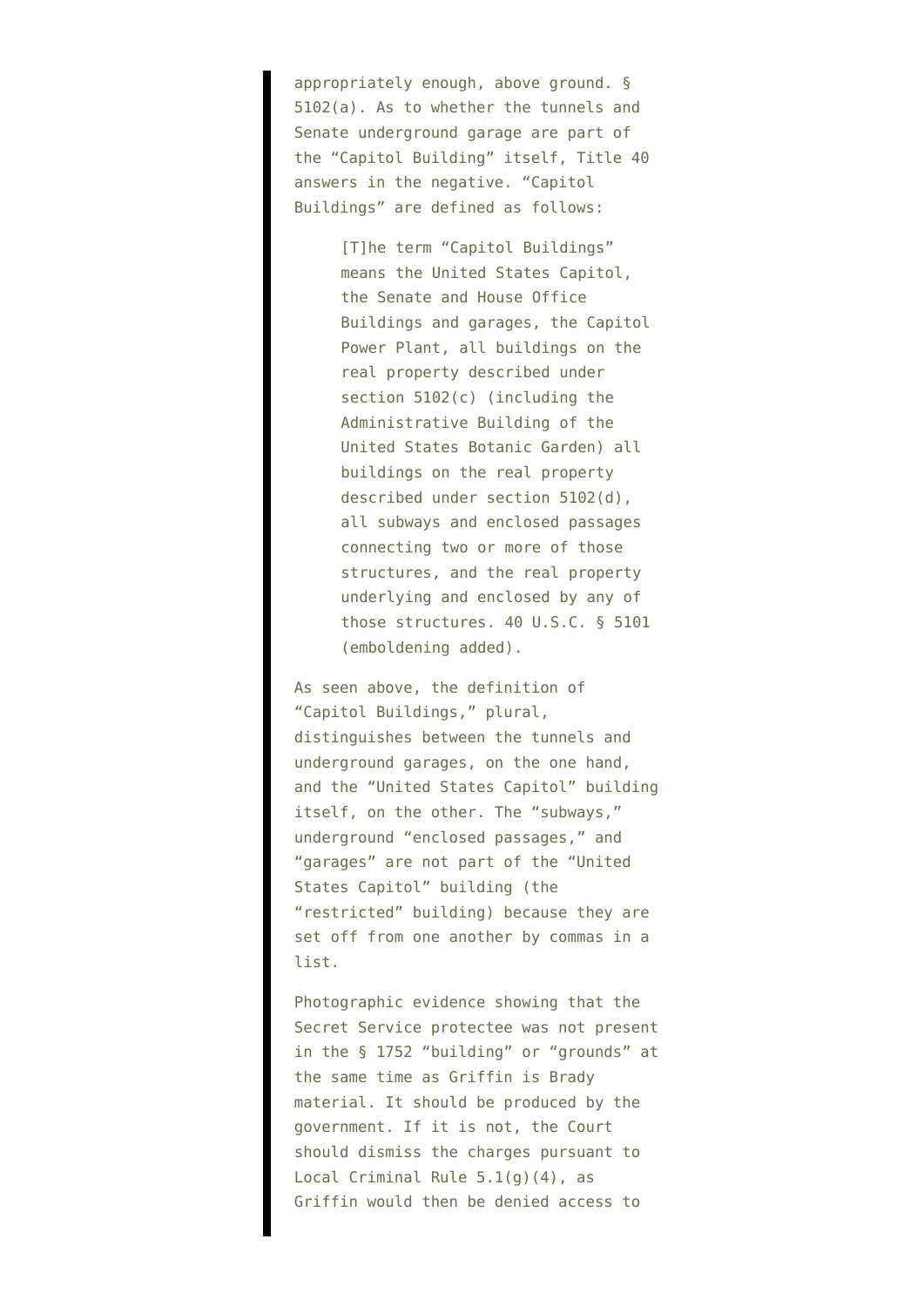appropriately enough, above ground. § 5102(a). As to whether the tunnels and Senate underground garage are part of the "Capitol Building" itself, Title 40 answers in the negative. "Capitol Buildings" are defined as follows:

> [T]he term "Capitol Buildings" means the United States Capitol, the Senate and House Office Buildings and garages, the Capitol Power Plant, all buildings on the real property described under section 5102(c) (including the Administrative Building of the United States Botanic Garden) all buildings on the real property described under section 5102(d), all subways and enclosed passages connecting two or more of those structures, and the real property underlying and enclosed by any of those structures. 40 U.S.C. § 5101 (emboldening added).

As seen above, the definition of "Capitol Buildings," plural, distinguishes between the tunnels and underground garages, on the one hand, and the "United States Capitol" building itself, on the other. The "subways," underground "enclosed passages," and "garages" are not part of the "United States Capitol" building (the "restricted" building) because they are set off from one another by commas in a list.

Photographic evidence showing that the Secret Service protectee was not present in the § 1752 "building" or "grounds" at the same time as Griffin is Brady material. It should be produced by the government. If it is not, the Court should dismiss the charges pursuant to Local Criminal Rule 5.1(g)(4), as Griffin would then be denied access to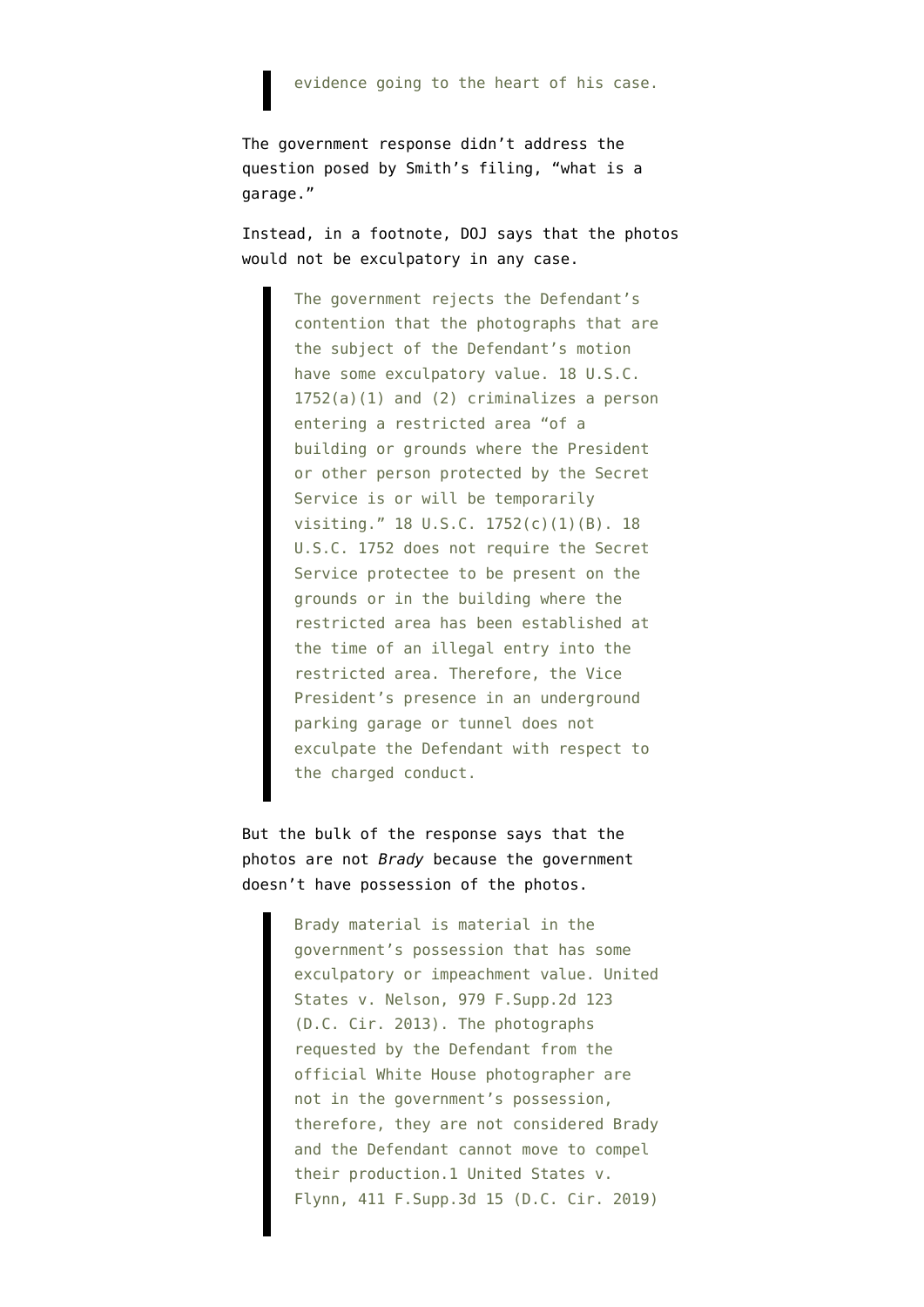> evidence going to the heart of his case.

The government response didn't address the question posed by Smith's filing, "what is a garage."

Instead, in a footnote, DOJ says that the photos would not be exculpatory in any case.

> The government rejects the Defendant's contention that the photographs that are the subject of the Defendant's motion have some exculpatory value. 18 U.S.C. 1752(a)(1) and (2) criminalizes a person entering a restricted area "of a building or grounds where the President or other person protected by the Secret Service is or will be temporarily visiting." 18 U.S.C. 1752(c)(1)(B). 18 U.S.C. 1752 does not require the Secret Service protectee to be present on the grounds or in the building where the restricted area has been established at the time of an illegal entry into the restricted area. Therefore, the Vice President's presence in an underground parking garage or tunnel does not exculpate the Defendant with respect to the charged conduct.

But the bulk of the response says that the photos are not *Brady* because the government doesn't have possession of the photos.

> Brady material is material in the government's possession that has some exculpatory or impeachment value. United States v. Nelson, 979 F.Supp.2d 123 (D.C. Cir. 2013). The photographs requested by the Defendant from the official White House photographer are not in the government's possession, therefore, they are not considered Brady and the Defendant cannot move to compel their production.1 United States v. Flynn, 411 F.Supp.3d 15 (D.C. Cir. 2019)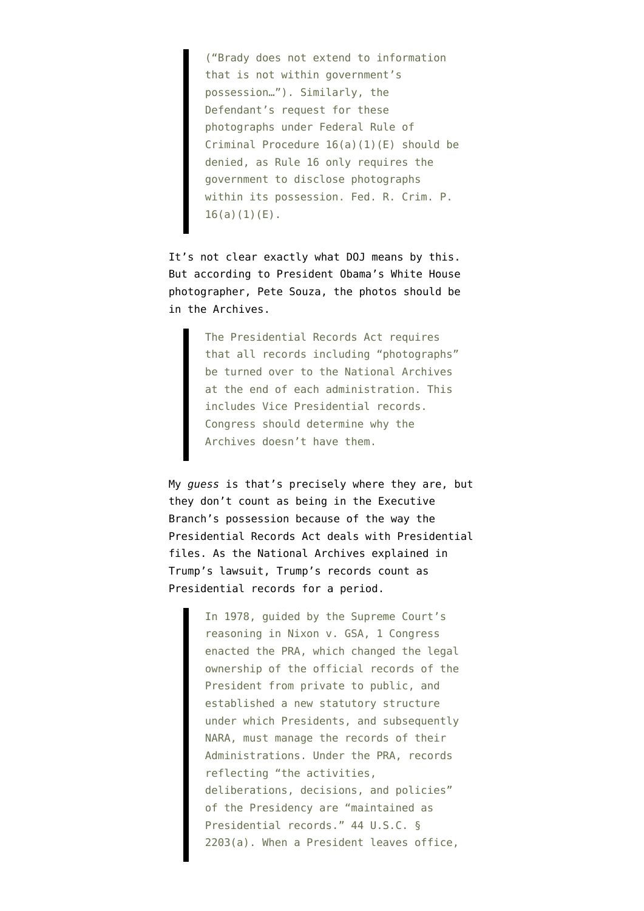> ("Brady does not extend to information that is not within government's possession…"). Similarly, the Defendant's request for these photographs under Federal Rule of Criminal Procedure 16(a)(1)(E) should be denied, as Rule 16 only requires the government to disclose photographs within its possession. Fed. R. Crim. P. 16(a)(1)(E).

It's not clear exactly what DOJ means by this. But according to President Obama's White House photographer, Pete Souza, the photos should be in the Archives.

> The Presidential Records Act requires that all records including "photographs" be turned over to the National Archives at the end of each administration. This includes Vice Presidential records. Congress should determine why the Archives doesn't have them.

My *guess* is that's precisely where they are, but they don't count as being in the Executive Branch's possession because of the way the Presidential Records Act deals with Presidential files. As the National Archives explained in Trump's lawsuit, Trump's records count as Presidential records for a period.

> In 1978, guided by the Supreme Court's reasoning in Nixon v. GSA, 1 Congress enacted the PRA, which changed the legal ownership of the official records of the President from private to public, and established a new statutory structure under which Presidents, and subsequently NARA, must manage the records of their Administrations. Under the PRA, records reflecting "the activities, deliberations, decisions, and policies" of the Presidency are "maintained as Presidential records." 44 U.S.C. § 2203(a). When a President leaves office,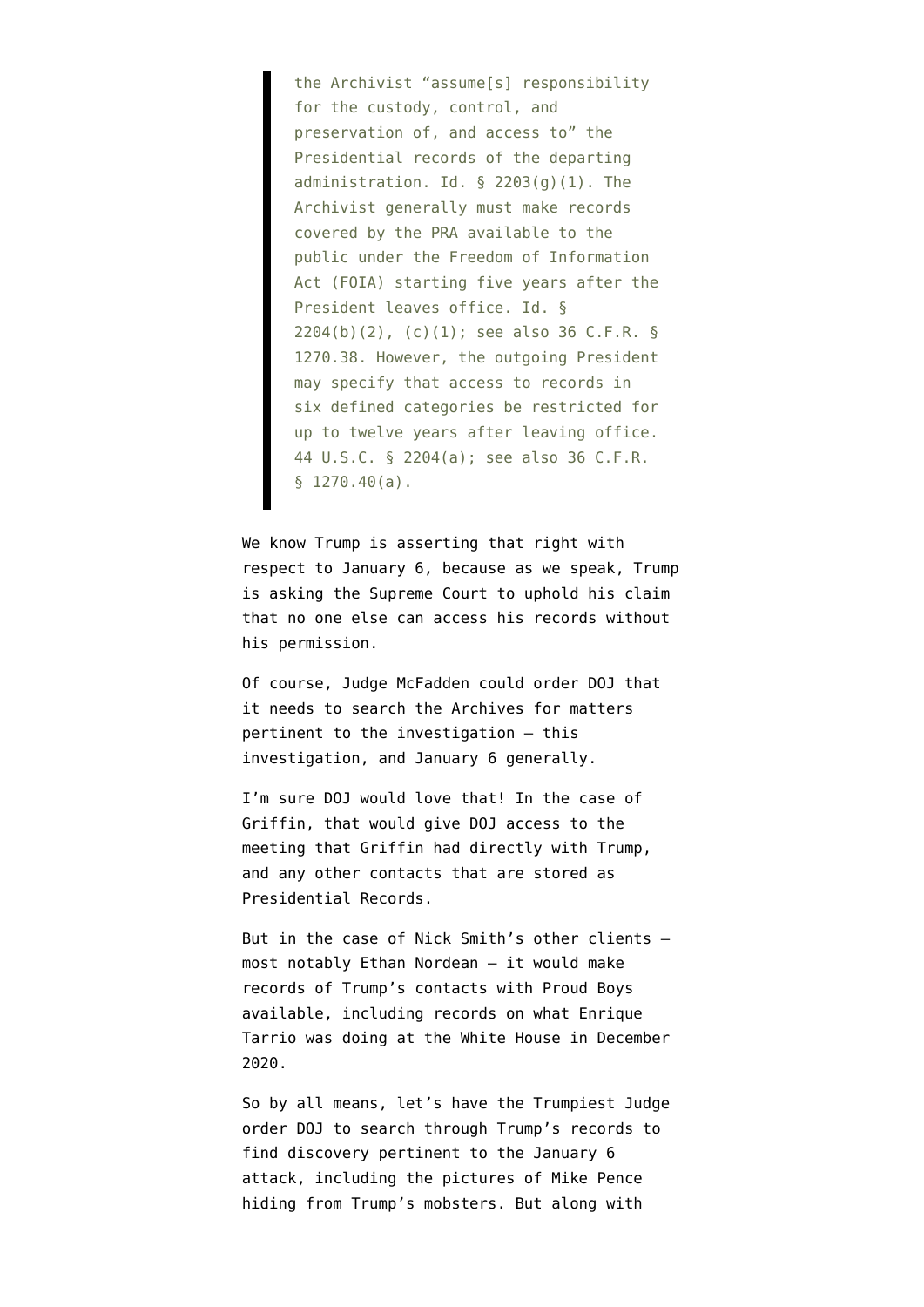> the Archivist "assume[s] responsibility for the custody, control, and preservation of, and access to" the Presidential records of the departing administration. Id. § 2203(g)(1). The Archivist generally must make records covered by the PRA available to the public under the Freedom of Information Act (FOIA) starting five years after the President leaves office. Id. § 2204(b)(2), (c)(1); see also 36 C.F.R. § 1270.38. However, the outgoing President may specify that access to records in six defined categories be restricted for up to twelve years after leaving office. 44 U.S.C. § 2204(a); see also 36 C.F.R. § 1270.40(a).

We know Trump is asserting that right with respect to January 6, because as we speak, Trump is asking the Supreme Court to uphold his claim that no one else can access his records without his permission.

Of course, Judge McFadden could order DOJ that it needs to search the Archives for matters pertinent to the investigation — this investigation, and January 6 generally.

I'm sure DOJ would love that! In the case of Griffin, that would give DOJ access to the meeting that Griffin had directly with Trump, and any other contacts that are stored as Presidential Records.

But in the case of Nick Smith's other clients — most notably Ethan Nordean — it would make records of Trump's contacts with Proud Boys available, including records on what Enrique Tarrio was doing at the White House in December 2020.

So by all means, let's have the Trumpiest Judge order DOJ to search through Trump's records to find discovery pertinent to the January 6 attack, including the pictures of Mike Pence hiding from Trump's mobsters. But along with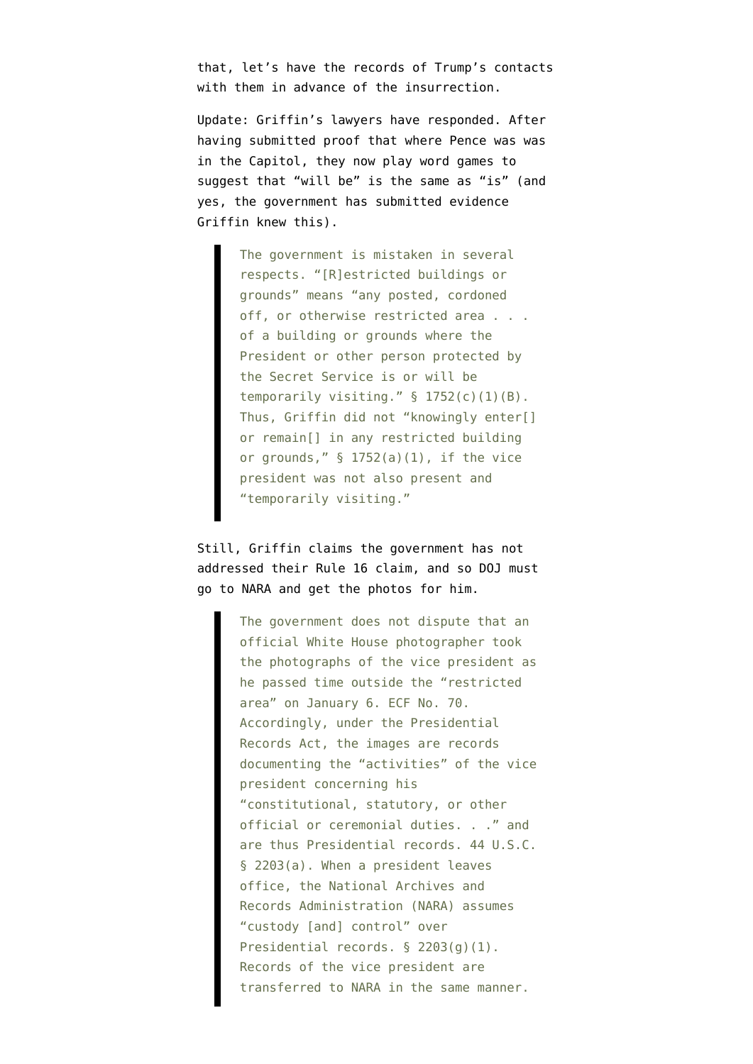that, let's have the records of Trump's contacts with them in advance of the insurrection.

Update: Griffin's lawyers have responded. After having submitted proof that where Pence was was in the Capitol, they now play word games to suggest that "will be" is the same as "is" (and yes, the government has submitted evidence Griffin knew this).

> The government is mistaken in several respects. "[R]estricted buildings or grounds" means "any posted, cordoned off, or otherwise restricted area . . . of a building or grounds where the President or other person protected by the Secret Service is or will be temporarily visiting." § 1752(c)(1)(B). Thus, Griffin did not "knowingly enter[] or remain[] in any restricted building or grounds," § 1752(a)(1), if the vice president was not also present and "temporarily visiting."

Still, Griffin claims the government has not addressed their Rule 16 claim, and so DOJ must go to NARA and get the photos for him.

> The government does not dispute that an official White House photographer took the photographs of the vice president as he passed time outside the "restricted area" on January 6. ECF No. 70. Accordingly, under the Presidential Records Act, the images are records documenting the "activities" of the vice president concerning his "constitutional, statutory, or other official or ceremonial duties. . ." and are thus Presidential records. 44 U.S.C. § 2203(a). When a president leaves office, the National Archives and Records Administration (NARA) assumes "custody [and] control" over Presidential records. § 2203(g)(1). Records of the vice president are transferred to NARA in the same manner.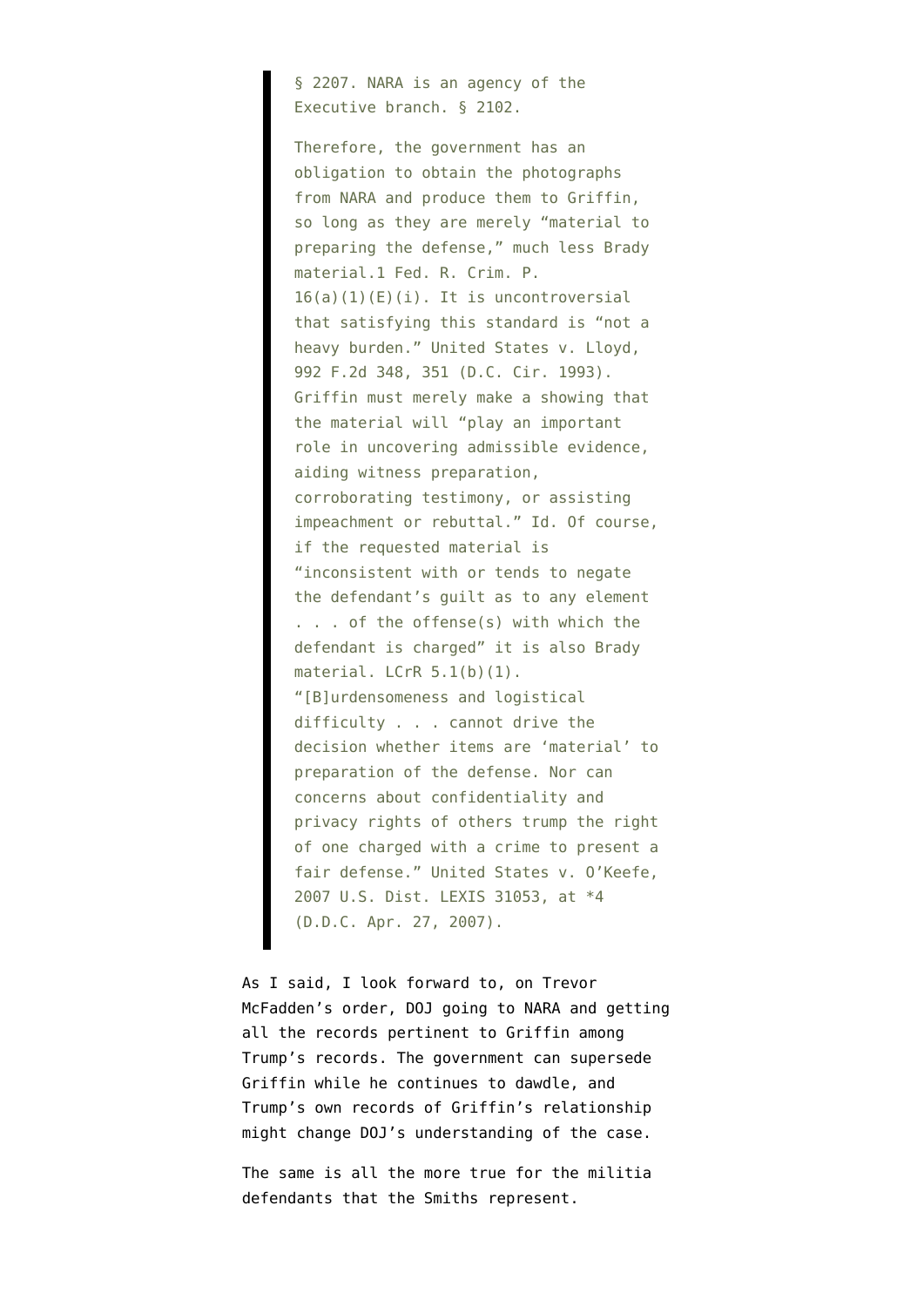> § 2207. NARA is an agency of the Executive branch. § 2102.
>
> Therefore, the government has an obligation to obtain the photographs from NARA and produce them to Griffin, so long as they are merely "material to preparing the defense," much less Brady material.1 Fed. R. Crim. P. 16(a)(1)(E)(i). It is uncontroversial that satisfying this standard is "not a heavy burden." United States v. Lloyd, 992 F.2d 348, 351 (D.C. Cir. 1993). Griffin must merely make a showing that the material will "play an important role in uncovering admissible evidence, aiding witness preparation, corroborating testimony, or assisting impeachment or rebuttal." Id. Of course, if the requested material is "inconsistent with or tends to negate the defendant's guilt as to any element . . . of the offense(s) with which the defendant is charged" it is also Brady material. LCrR 5.1(b)(1). "[B]urdensomeness and logistical difficulty . . . cannot drive the decision whether items are 'material' to preparation of the defense. Nor can concerns about confidentiality and privacy rights of others trump the right of one charged with a crime to present a fair defense." United States v. O'Keefe, 2007 U.S. Dist. LEXIS 31053, at *4 (D.D.C. Apr. 27, 2007).

As I said, I look forward to, on Trevor McFadden's order, DOJ going to NARA and getting all the records pertinent to Griffin among Trump's records. The government can supersede Griffin while he continues to dawdle, and Trump's own records of Griffin's relationship might change DOJ's understanding of the case.

The same is all the more true for the militia defendants that the Smiths represent.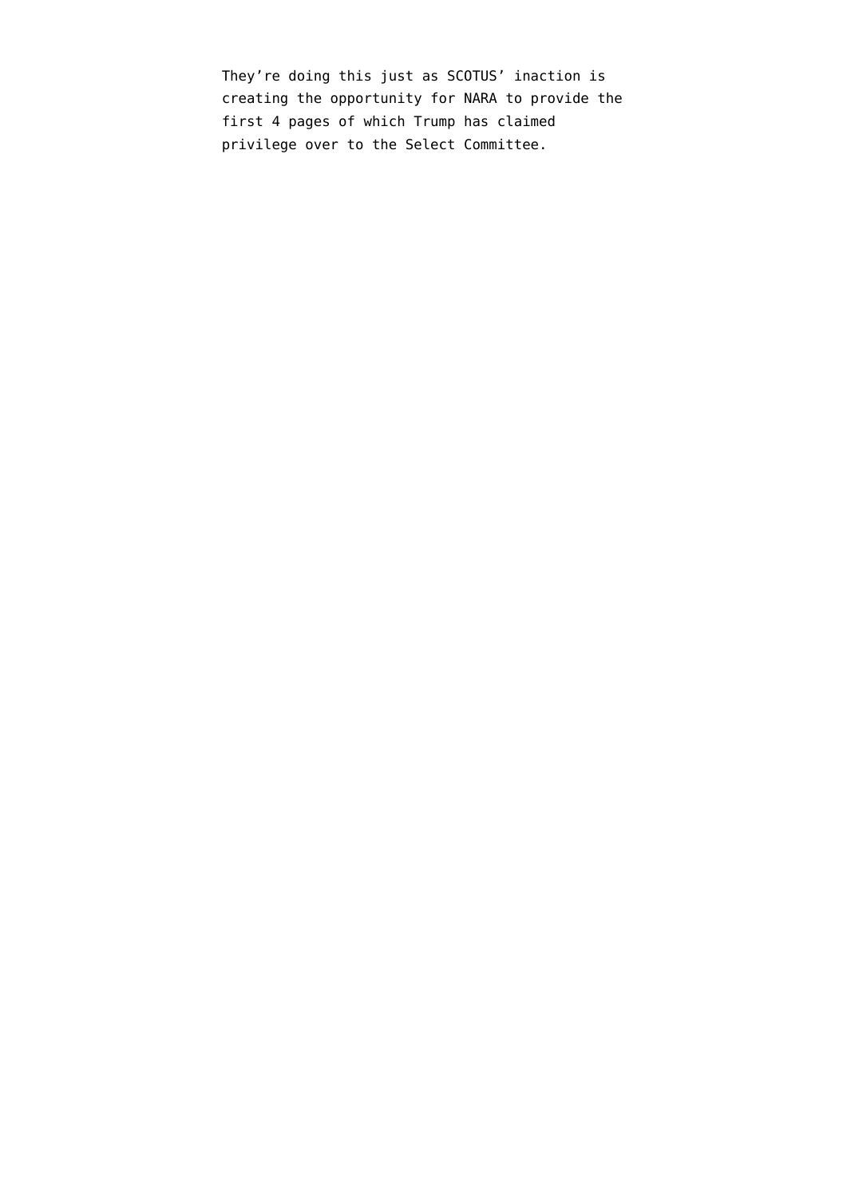They’re doing this just as SCOTUS’ inaction is creating the opportunity for NARA to provide the first 4 pages of which Trump has claimed privilege over to the Select Committee.